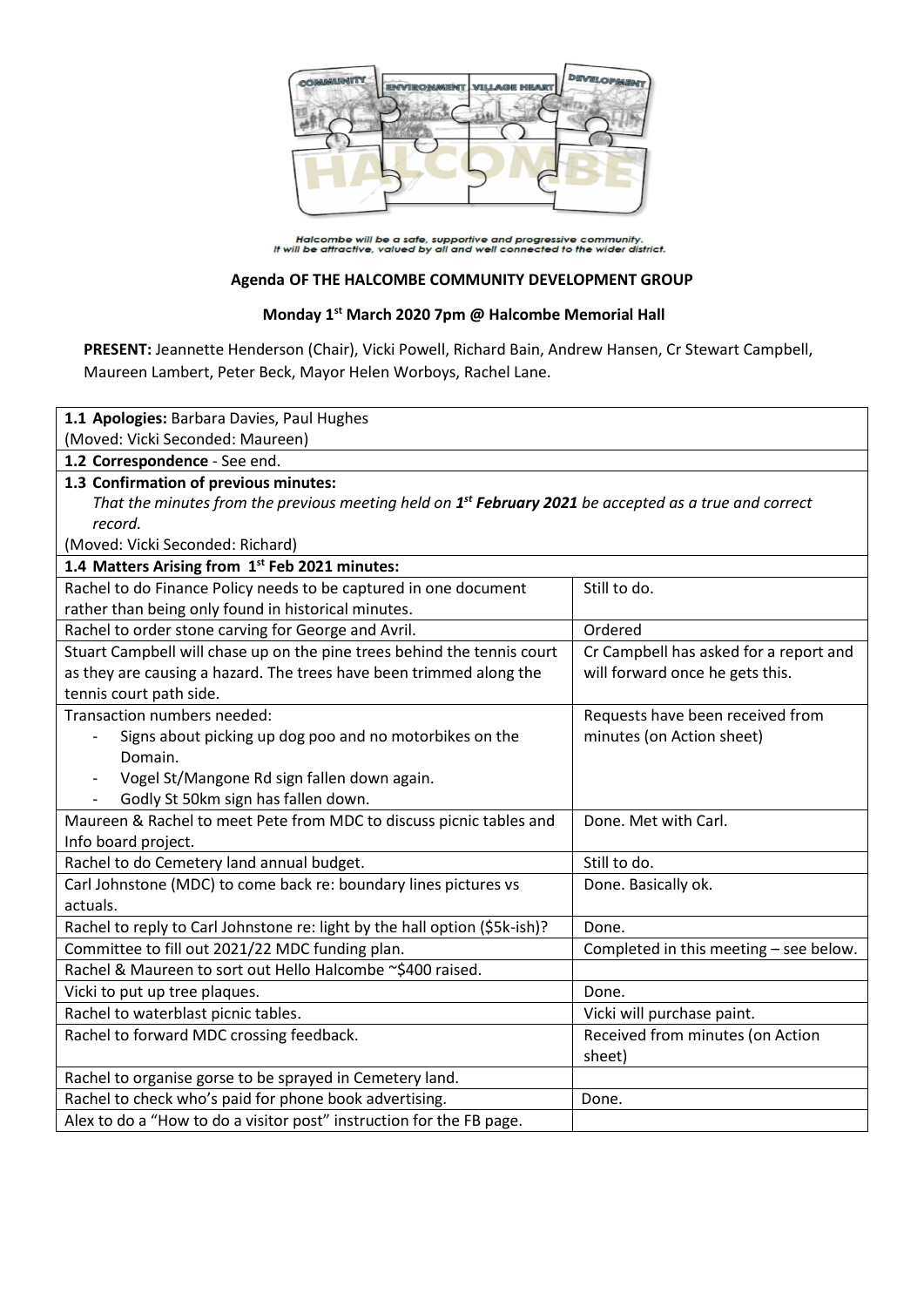Halcombe will be a safe, supportive and progressive community.
It will be attractive, valued by all and well connected to the wider district.

**Agenda OF THE HALCOMBE COMMUNITY DEVELOPMENT GROUP**

**Monday 1st March 2020 7pm @ Halcombe Memorial Hall**

**PRESENT:** Jeannette Henderson (Chair), Vicki Powell, Richard Bain, Andrew Hansen, Cr Stewart Campbell, Maureen Lambert, Peter Beck, Mayor Helen Worboys, Rachel Lane.

| **1.1 Apologies:** Barbara Davies, Paul Hughes (Moved: Vicki Seconded: Maureen) | |
|---|---|
| **1.2 Correspondence** - See end. | |
| **1.3 Confirmation of previous minutes:** *That the minutes from the previous meeting held on **1st February 2021** be accepted as a true and correct record.* (Moved: Vicki Seconded: Richard) | |
| **1.4 Matters Arising from 1st Feb 2021 minutes:** | |
| Rachel to do Finance Policy needs to be captured in one document rather than being only found in historical minutes. | Still to do. |
| Rachel to order stone carving for George and Avril. | Ordered |
| Stuart Campbell will chase up on the pine trees behind the tennis court as they are causing a hazard. The trees have been trimmed along the tennis court path side. | Cr Campbell has asked for a report and will forward once he gets this. |
| Transaction numbers needed: - Signs about picking up dog poo and no motorbikes on the Domain. - Vogel St/Mangone Rd sign fallen down again. - Godly St 50km sign has fallen down. | Requests have been received from minutes (on Action sheet) |
| Maureen & Rachel to meet Pete from MDC to discuss picnic tables and Info board project. | Done. Met with Carl. |
| Rachel to do Cemetery land annual budget. | Still to do. |
| Carl Johnstone (MDC) to come back re: boundary lines pictures vs actuals. | Done. Basically ok. |
| Rachel to reply to Carl Johnstone re: light by the hall option ($5k-ish)? | Done. |
| Committee to fill out 2021/22 MDC funding plan. | Completed in this meeting – see below. |
| Rachel & Maureen to sort out Hello Halcombe ~$400 raised. | |
| Vicki to put up tree plaques. | Done. |
| Rachel to waterblast picnic tables. | Vicki will purchase paint. |
| Rachel to forward MDC crossing feedback. | Received from minutes (on Action sheet) |
| Rachel to organise gorse to be sprayed in Cemetery land. | |
| Rachel to check who's paid for phone book advertising. | Done. |
| Alex to do a "How to do a visitor post" instruction for the FB page. | |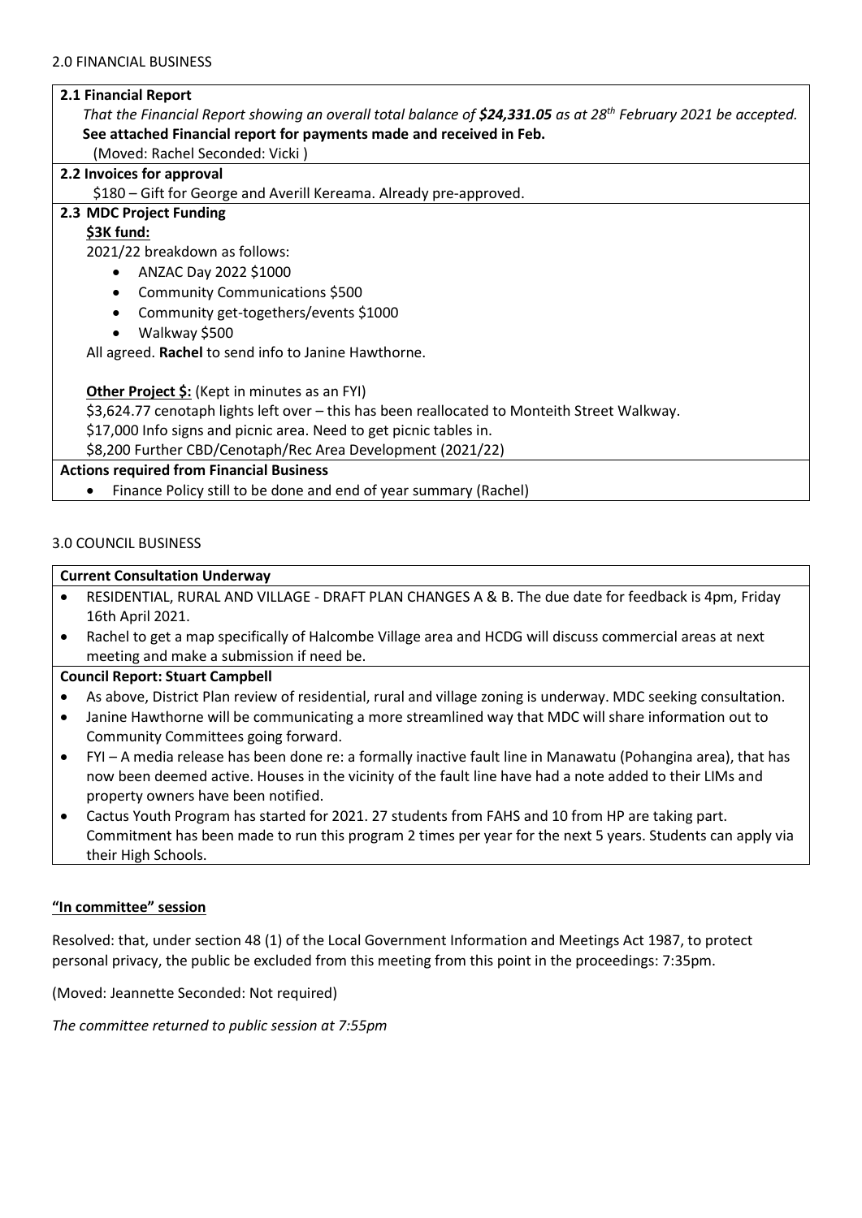2.0 FINANCIAL BUSINESS

**2.1 Financial Report**

*That the Financial Report showing an overall total balance of **$24,331.05** as at 28th February 2021 be accepted.*

**See attached Financial report for payments made and received in Feb.**

(Moved: Rachel Seconded: Vicki )

**2.2 Invoices for approval**

$180 – Gift for George and Averill Kereama. Already pre-approved.

**2.3 MDC Project Funding**

**$3K fund:**

2021/22 breakdown as follows:

- ANZAC Day 2022 $1000
- Community Communications $500
- Community get-togethers/events $1000
- Walkway $500

All agreed. **Rachel** to send info to Janine Hawthorne.

**Other Project $:** (Kept in minutes as an FYI)

$3,624.77 cenotaph lights left over – this has been reallocated to Monteith Street Walkway.

$17,000 Info signs and picnic area. Need to get picnic tables in.

$8,200 Further CBD/Cenotaph/Rec Area Development (2021/22)

**Actions required from Financial Business**

- Finance Policy still to be done and end of year summary (Rachel)

3.0 COUNCIL BUSINESS

**Current Consultation Underway**

- RESIDENTIAL, RURAL AND VILLAGE - DRAFT PLAN CHANGES A & B. The due date for feedback is 4pm, Friday 16th April 2021.
- Rachel to get a map specifically of Halcombe Village area and HCDG will discuss commercial areas at next meeting and make a submission if need be.

**Council Report: Stuart Campbell**

- As above, District Plan review of residential, rural and village zoning is underway. MDC seeking consultation.
- Janine Hawthorne will be communicating a more streamlined way that MDC will share information out to Community Committees going forward.
- FYI – A media release has been done re: a formally inactive fault line in Manawatu (Pohangina area), that has now been deemed active. Houses in the vicinity of the fault line have had a note added to their LIMs and property owners have been notified.
- Cactus Youth Program has started for 2021. 27 students from FAHS and 10 from HP are taking part. Commitment has been made to run this program 2 times per year for the next 5 years. Students can apply via their High Schools.

**"In committee" session**

Resolved: that, under section 48 (1) of the Local Government Information and Meetings Act 1987, to protect personal privacy, the public be excluded from this meeting from this point in the proceedings: 7:35pm.

(Moved: Jeannette Seconded: Not required)

*The committee returned to public session at 7:55pm*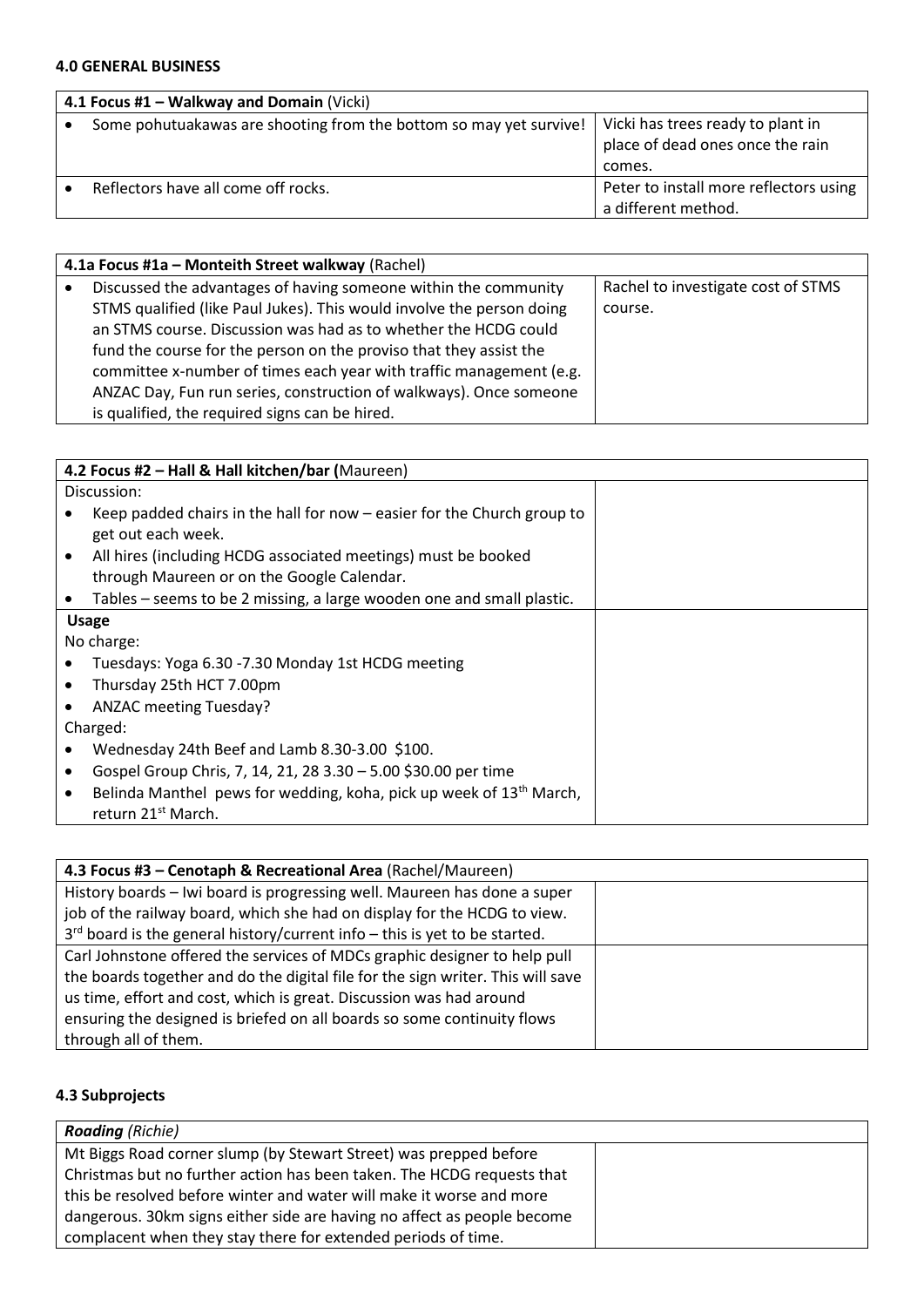#### 4.0 GENERAL BUSINESS

| 4.1 Focus #1 – Walkway and Domain (Vicki) | |
|---|---|
| • Some pohutuakawas are shooting from the bottom so may yet survive! | Vicki has trees ready to plant in place of dead ones once the rain comes. |
| • Reflectors have all come off rocks. | Peter to install more reflectors using a different method. |

| 4.1a Focus #1a – Monteith Street walkway (Rachel) | |
|---|---|
| • Discussed the advantages of having someone within the community STMS qualified (like Paul Jukes). This would involve the person doing an STMS course. Discussion was had as to whether the HCDG could fund the course for the person on the proviso that they assist the committee x-number of times each year with traffic management (e.g. ANZAC Day, Fun run series, construction of walkways). Once someone is qualified, the required signs can be hired. | Rachel to investigate cost of STMS course. |

| 4.2 Focus #2 – Hall & Hall kitchen/bar (Maureen) | |
|---|---|
| Discussion:<br>• Keep padded chairs in the hall for now – easier for the Church group to get out each week.<br>• All hires (including HCDG associated meetings) must be booked through Maureen or on the Google Calendar.<br>• Tables – seems to be 2 missing, a large wooden one and small plastic. | |
| **Usage**<br>No charge:<br>• Tuesdays: Yoga 6.30 -7.30 Monday 1st HCDG meeting<br>• Thursday 25th HCT 7.00pm<br>• ANZAC meeting Tuesday?<br>Charged:<br>• Wednesday 24th Beef and Lamb 8.30-3.00 $100.<br>• Gospel Group Chris, 7, 14, 21, 28 3.30 – 5.00 $30.00 per time<br>• Belinda Manthel pews for wedding, koha, pick up week of 13th March, return 21st March. | |

| 4.3 Focus #3 – Cenotaph & Recreational Area (Rachel/Maureen) | |
|---|---|
| History boards – Iwi board is progressing well. Maureen has done a super job of the railway board, which she had on display for the HCDG to view. 3rd board is the general history/current info – this is yet to be started. | |
| Carl Johnstone offered the services of MDCs graphic designer to help pull the boards together and do the digital file for the sign writer. This will save us time, effort and cost, which is great. Discussion was had around ensuring the designed is briefed on all boards so some continuity flows through all of them. | |

#### 4.3 Subprojects

| ***Roading*** *(Richie)* | |
|---|---|
| Mt Biggs Road corner slump (by Stewart Street) was prepped before Christmas but no further action has been taken. The HCDG requests that this be resolved before winter and water will make it worse and more dangerous. 30km signs either side are having no affect as people become complacent when they stay there for extended periods of time. | |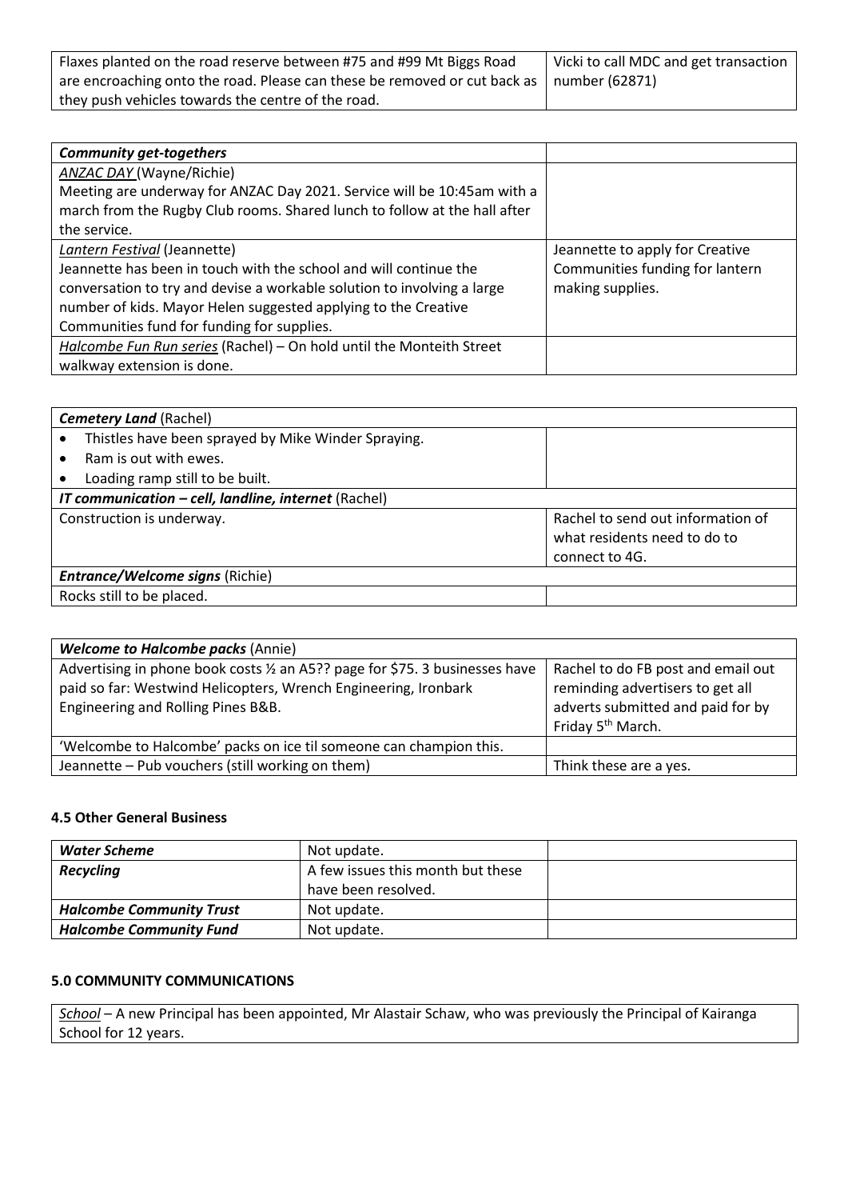| Flaxes planted on the road reserve between #75 and #99 Mt Biggs Road are encroaching onto the road. Please can these be removed or cut back as they push vehicles towards the centre of the road. | Vicki to call MDC and get transaction number (62871) |
|---|---|

| ***Community get-togethers*** | |
|---|---|
| *ANZAC DAY* (Wayne/Richie)<br>Meeting are underway for ANZAC Day 2021. Service will be 10:45am with a march from the Rugby Club rooms. Shared lunch to follow at the hall after the service. | |
| *Lantern Festival* (Jeannette)<br>Jeannette has been in touch with the school and will continue the conversation to try and devise a workable solution to involving a large number of kids. Mayor Helen suggested applying to the Creative Communities fund for funding for supplies. | Jeannette to apply for Creative Communities funding for lantern making supplies. |
| *Halcombe Fun Run series* (Rachel) – On hold until the Monteith Street walkway extension is done. | |

| ***Cemetery Land*** (Rachel) | |
|---|---|
| • Thistles have been sprayed by Mike Winder Spraying.<br>• Ram is out with ewes.<br>• Loading ramp still to be built. | |
| ***IT communication – cell, landline, internet*** (Rachel) | |
| Construction is underway. | Rachel to send out information of what residents need to do to connect to 4G. |
| ***Entrance/Welcome signs*** (Richie) | |
| Rocks still to be placed. | |

| ***Welcome to Halcombe packs*** (Annie) | |
|---|---|
| Advertising in phone book costs ½ an A5?? page for $75. 3 businesses have paid so far: Westwind Helicopters, Wrench Engineering, Ironbark Engineering and Rolling Pines B&B. | Rachel to do FB post and email out reminding advertisers to get all adverts submitted and paid for by Friday 5th March. |
| 'Welcombe to Halcombe' packs on ice til someone can champion this. | |
| Jeannette – Pub vouchers (still working on them) | Think these are a yes. |

### 4.5 Other General Business

| ***Water Scheme*** | Not update. | |
|---|---|---|
| ***Recycling*** | A few issues this month but these have been resolved. | |
| ***Halcombe Community Trust*** | Not update. | |
| ***Halcombe Community Fund*** | Not update. | |

### 5.0 COMMUNITY COMMUNICATIONS

*School* – A new Principal has been appointed, Mr Alastair Schaw, who was previously the Principal of Kairanga School for 12 years.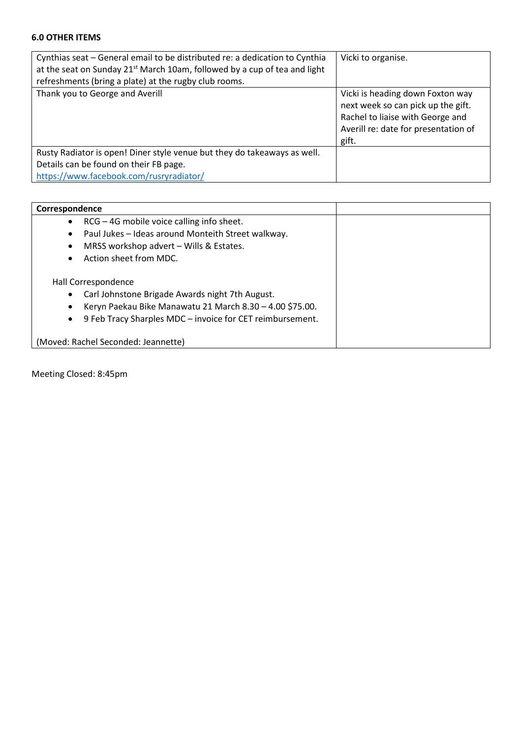**6.0 OTHER ITEMS**

| | |
|---|---|
| Cynthias seat – General email to be distributed re: a dedication to Cynthia at the seat on Sunday 21st March 10am, followed by a cup of tea and light refreshments (bring a plate) at the rugby club rooms. | Vicki to organise. |
| Thank you to George and Averill | Vicki is heading down Foxton way next week so can pick up the gift. Rachel to liaise with George and Averill re: date for presentation of gift. |
| Rusty Radiator is open! Diner style venue but they do takeaways as well. Details can be found on their FB page. https://www.facebook.com/rusryradiator/ | |

| **Correspondence** | |
|---|---|
| • RCG – 4G mobile voice calling info sheet.<br>• Paul Jukes – Ideas around Monteith Street walkway.<br>• MRSS workshop advert – Wills & Estates.<br>• Action sheet from MDC.<br><br>Hall Correspondence<br>• Carl Johnstone Brigade Awards night 7th August.<br>• Keryn Paekau Bike Manawatu 21 March 8.30 – 4.00 $75.00.<br>• 9 Feb Tracy Sharples MDC – invoice for CET reimbursement.<br><br>(Moved: Rachel Seconded: Jeannette) | |

Meeting Closed: 8:45pm